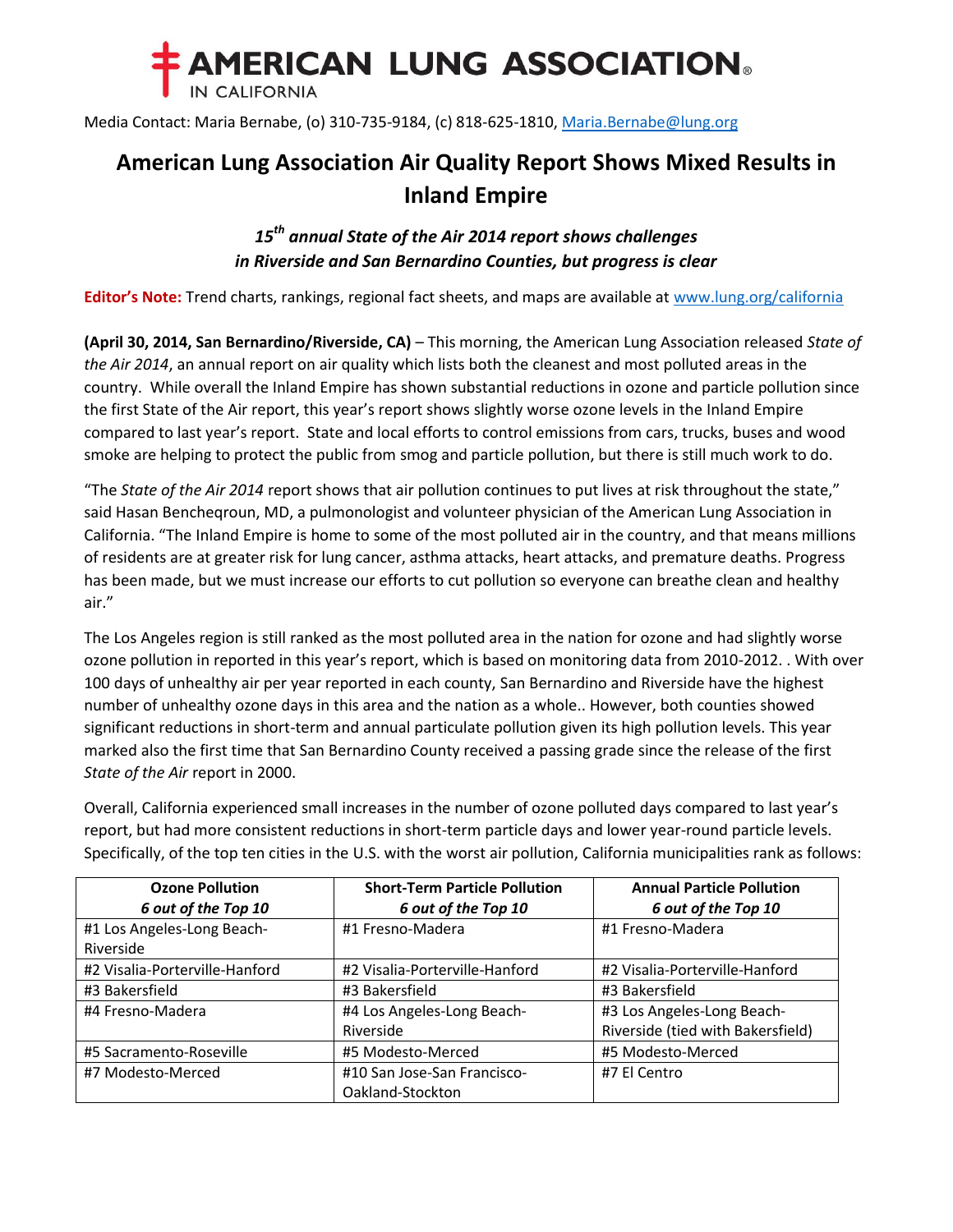**AMERICAN LUNG ASSOCIATION.**
IN CALIFORNIA

Media Contact: Maria Bernabe, (o) 310-735-9184, (c) 818-625-1810, Maria.Bernabe@lung.org

# American Lung Association Air Quality Report Shows Mixed Results in Inland Empire

### *15th annual State of the Air 2014 report shows challenges in Riverside and San Bernardino Counties, but progress is clear*

**Editor's Note:** Trend charts, rankings, regional fact sheets, and maps are available at www.lung.org/california

**(April 30, 2014, San Bernardino/Riverside, CA)** – This morning, the American Lung Association released *State of the Air 2014*, an annual report on air quality which lists both the cleanest and most polluted areas in the country. While overall the Inland Empire has shown substantial reductions in ozone and particle pollution since the first State of the Air report, this year's report shows slightly worse ozone levels in the Inland Empire compared to last year's report. State and local efforts to control emissions from cars, trucks, buses and wood smoke are helping to protect the public from smog and particle pollution, but there is still much work to do.

"The *State of the Air 2014* report shows that air pollution continues to put lives at risk throughout the state," said Hasan Bencheqroun, MD, a pulmonologist and volunteer physician of the American Lung Association in California. "The Inland Empire is home to some of the most polluted air in the country, and that means millions of residents are at greater risk for lung cancer, asthma attacks, heart attacks, and premature deaths. Progress has been made, but we must increase our efforts to cut pollution so everyone can breathe clean and healthy air."

The Los Angeles region is still ranked as the most polluted area in the nation for ozone and had slightly worse ozone pollution in reported in this year's report, which is based on monitoring data from 2010-2012. . With over 100 days of unhealthy air per year reported in each county, San Bernardino and Riverside have the highest number of unhealthy ozone days in this area and the nation as a whole.. However, both counties showed significant reductions in short-term and annual particulate pollution given its high pollution levels. This year marked also the first time that San Bernardino County received a passing grade since the release of the first *State of the Air* report in 2000.

Overall, California experienced small increases in the number of ozone polluted days compared to last year's report, but had more consistent reductions in short-term particle days and lower year-round particle levels. Specifically, of the top ten cities in the U.S. with the worst air pollution, California municipalities rank as follows:

| **Ozone Pollution** *6 out of the Top 10* | **Short-Term Particle Pollution** *6 out of the Top 10* | **Annual Particle Pollution** *6 out of the Top 10* |
|---|---|---|
| #1 Los Angeles-Long Beach-Riverside | #1 Fresno-Madera | #1 Fresno-Madera |
| #2 Visalia-Porterville-Hanford | #2 Visalia-Porterville-Hanford | #2 Visalia-Porterville-Hanford |
| #3 Bakersfield | #3 Bakersfield | #3 Bakersfield |
| #4 Fresno-Madera | #4 Los Angeles-Long Beach-Riverside | #3 Los Angeles-Long Beach-Riverside (tied with Bakersfield) |
| #5 Sacramento-Roseville | #5 Modesto-Merced | #5 Modesto-Merced |
| #7 Modesto-Merced | #10 San Jose-San Francisco-Oakland-Stockton | #7 El Centro |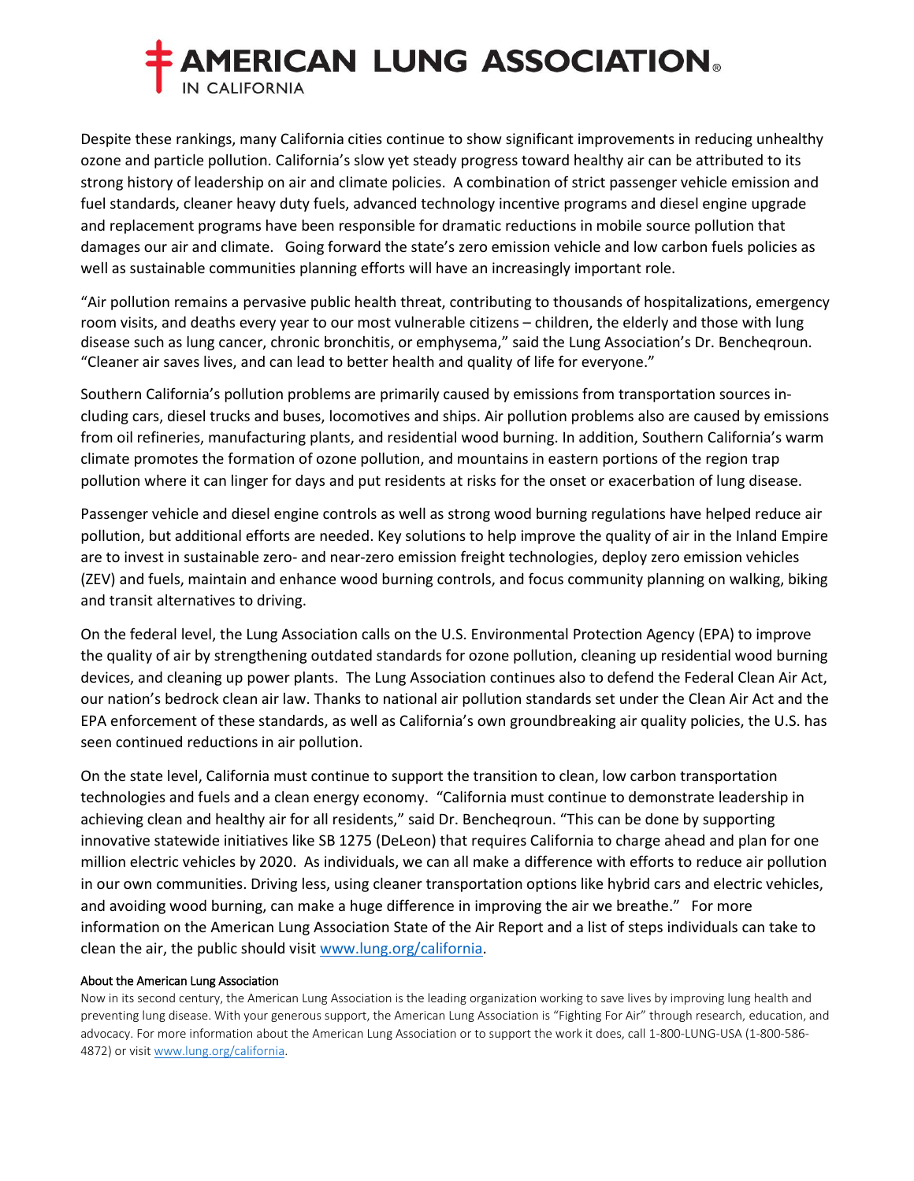# AMERICAN LUNG ASSOCIATION

IN CALIFORNIA

Despite these rankings, many California cities continue to show significant improvements in reducing unhealthy ozone and particle pollution. California's slow yet steady progress toward healthy air can be attributed to its strong history of leadership on air and climate policies. A combination of strict passenger vehicle emission and fuel standards, cleaner heavy duty fuels, advanced technology incentive programs and diesel engine upgrade and replacement programs have been responsible for dramatic reductions in mobile source pollution that damages our air and climate. Going forward the state's zero emission vehicle and low carbon fuels policies as well as sustainable communities planning efforts will have an increasingly important role.

"Air pollution remains a pervasive public health threat, contributing to thousands of hospitalizations, emergency room visits, and deaths every year to our most vulnerable citizens – children, the elderly and those with lung disease such as lung cancer, chronic bronchitis, or emphysema," said the Lung Association's Dr. Bencheqroun. "Cleaner air saves lives, and can lead to better health and quality of life for everyone."

Southern California's pollution problems are primarily caused by emissions from transportation sources including cars, diesel trucks and buses, locomotives and ships. Air pollution problems also are caused by emissions from oil refineries, manufacturing plants, and residential wood burning. In addition, Southern California's warm climate promotes the formation of ozone pollution, and mountains in eastern portions of the region trap pollution where it can linger for days and put residents at risks for the onset or exacerbation of lung disease.

Passenger vehicle and diesel engine controls as well as strong wood burning regulations have helped reduce air pollution, but additional efforts are needed. Key solutions to help improve the quality of air in the Inland Empire are to invest in sustainable zero- and near-zero emission freight technologies, deploy zero emission vehicles (ZEV) and fuels, maintain and enhance wood burning controls, and focus community planning on walking, biking and transit alternatives to driving.

On the federal level, the Lung Association calls on the U.S. Environmental Protection Agency (EPA) to improve the quality of air by strengthening outdated standards for ozone pollution, cleaning up residential wood burning devices, and cleaning up power plants. The Lung Association continues also to defend the Federal Clean Air Act, our nation's bedrock clean air law. Thanks to national air pollution standards set under the Clean Air Act and the EPA enforcement of these standards, as well as California's own groundbreaking air quality policies, the U.S. has seen continued reductions in air pollution.

On the state level, California must continue to support the transition to clean, low carbon transportation technologies and fuels and a clean energy economy. "California must continue to demonstrate leadership in achieving clean and healthy air for all residents," said Dr. Bencheqroun. "This can be done by supporting innovative statewide initiatives like SB 1275 (DeLeon) that requires California to charge ahead and plan for one million electric vehicles by 2020. As individuals, we can all make a difference with efforts to reduce air pollution in our own communities. Driving less, using cleaner transportation options like hybrid cars and electric vehicles, and avoiding wood burning, can make a huge difference in improving the air we breathe." For more information on the American Lung Association State of the Air Report and a list of steps individuals can take to clean the air, the public should visit www.lung.org/california.

**About the American Lung Association**

Now in its second century, the American Lung Association is the leading organization working to save lives by improving lung health and preventing lung disease. With your generous support, the American Lung Association is "Fighting For Air" through research, education, and advocacy. For more information about the American Lung Association or to support the work it does, call 1-800-LUNG-USA (1-800-586-4872) or visit www.lung.org/california.